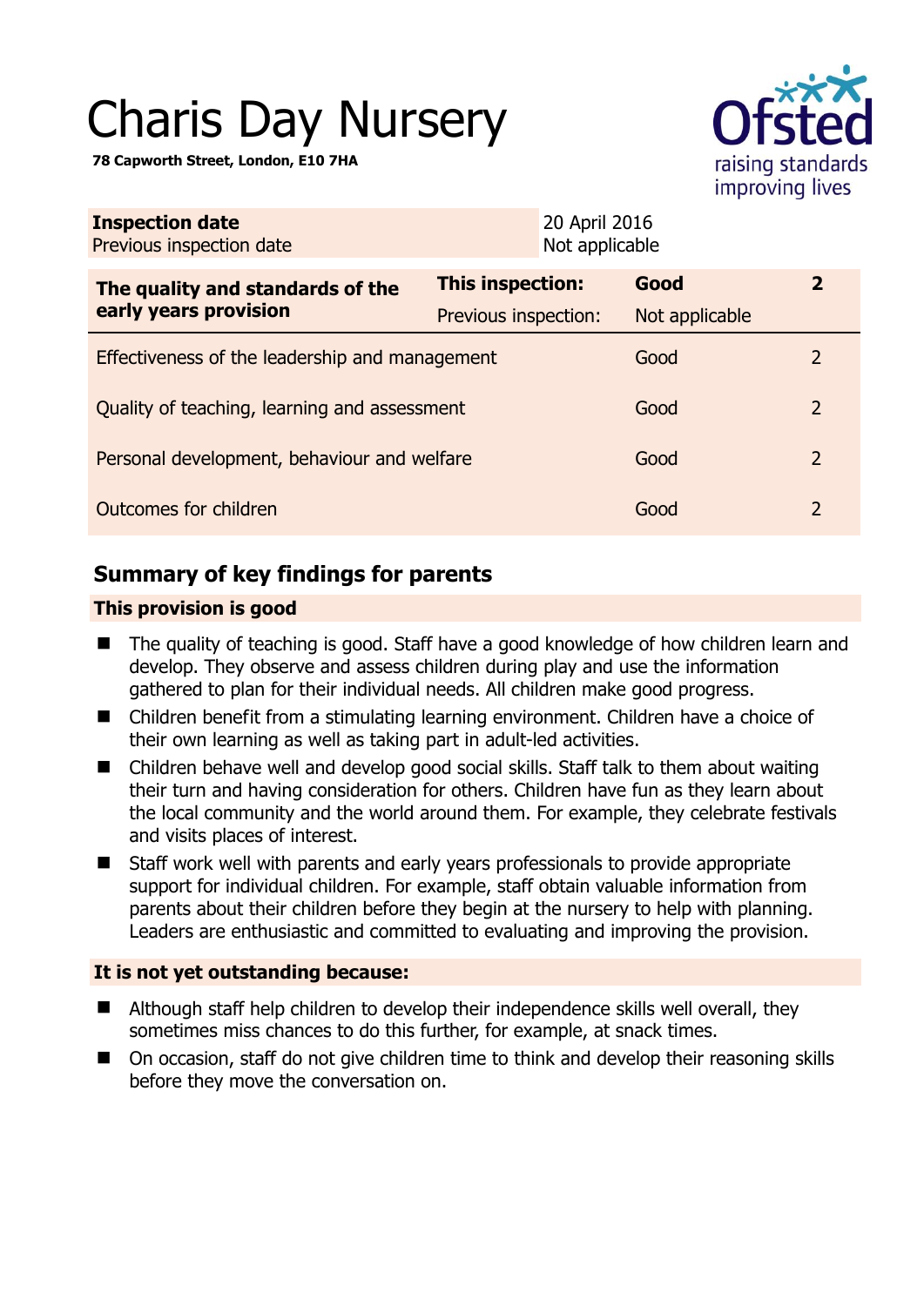# Charis Day Nursery

**78 Capworth Street, London, E10 7HA**

| **Inspection date** | 20 April 2016 |
|---|---|
| Previous inspection date | Not applicable |

| **The quality and standards of the early years provision** | **This inspection:** | **Good** | **2** |
|---|---|---|---|
| | Previous inspection: | Not applicable | |
| Effectiveness of the leadership and management | | Good | 2 |
| Quality of teaching, learning and assessment | | Good | 2 |
| Personal development, behaviour and welfare | | Good | 2 |
| Outcomes for children | | Good | 2 |

## Summary of key findings for parents

### This provision is good

- The quality of teaching is good. Staff have a good knowledge of how children learn and develop. They observe and assess children during play and use the information gathered to plan for their individual needs. All children make good progress.
- Children benefit from a stimulating learning environment. Children have a choice of their own learning as well as taking part in adult-led activities.
- Children behave well and develop good social skills. Staff talk to them about waiting their turn and having consideration for others. Children have fun as they learn about the local community and the world around them. For example, they celebrate festivals and visits places of interest.
- Staff work well with parents and early years professionals to provide appropriate support for individual children. For example, staff obtain valuable information from parents about their children before they begin at the nursery to help with planning. Leaders are enthusiastic and committed to evaluating and improving the provision.

### It is not yet outstanding because:

- Although staff help children to develop their independence skills well overall, they sometimes miss chances to do this further, for example, at snack times.
- On occasion, staff do not give children time to think and develop their reasoning skills before they move the conversation on.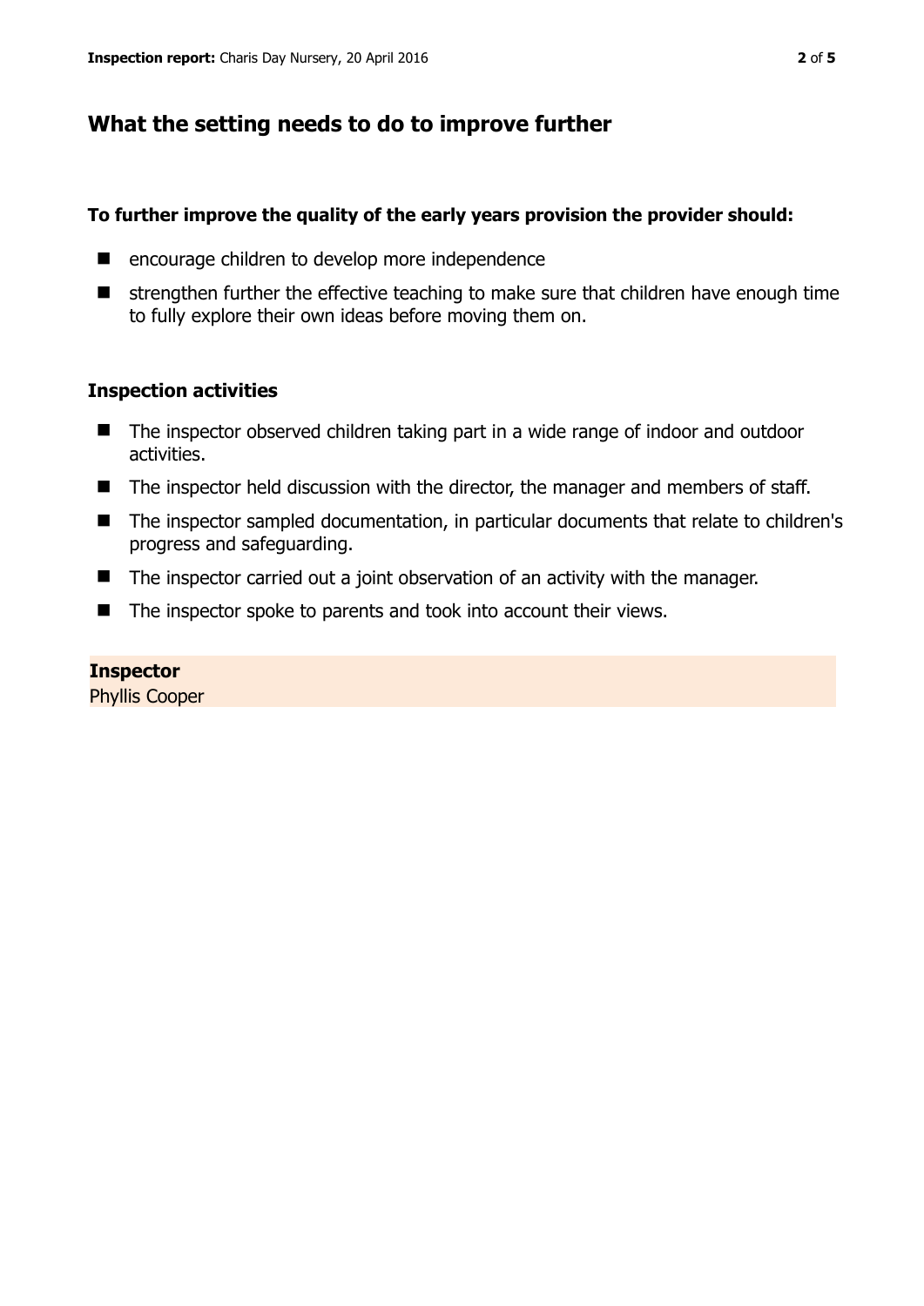## What the setting needs to do to improve further

**To further improve the quality of the early years provision the provider should:**

- encourage children to develop more independence
- strengthen further the effective teaching to make sure that children have enough time to fully explore their own ideas before moving them on.

### Inspection activities

- The inspector observed children taking part in a wide range of indoor and outdoor activities.
- The inspector held discussion with the director, the manager and members of staff.
- The inspector sampled documentation, in particular documents that relate to children's progress and safeguarding.
- The inspector carried out a joint observation of an activity with the manager.
- The inspector spoke to parents and took into account their views.

**Inspector**
Phyllis Cooper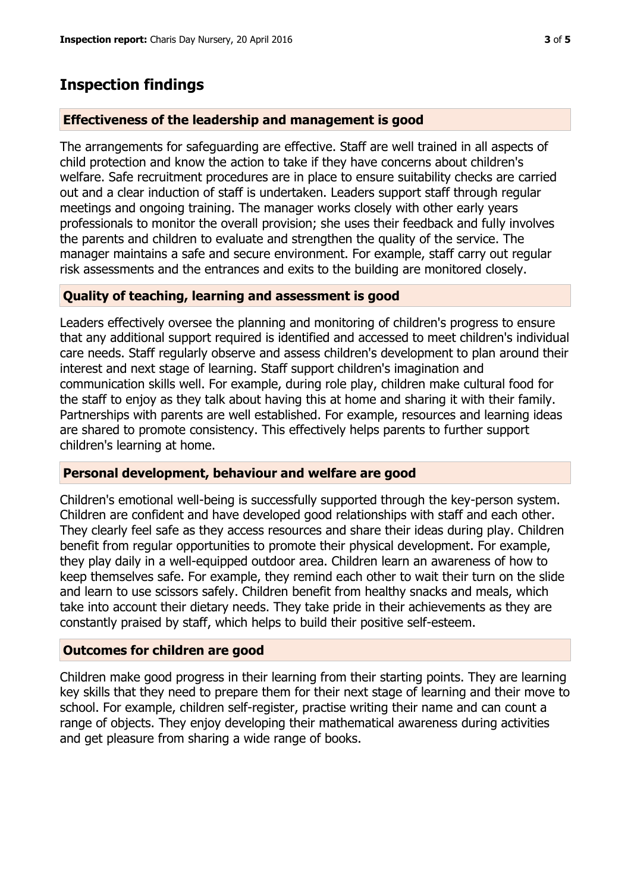# Inspection findings

### Effectiveness of the leadership and management is good

The arrangements for safeguarding are effective. Staff are well trained in all aspects of child protection and know the action to take if they have concerns about children's welfare. Safe recruitment procedures are in place to ensure suitability checks are carried out and a clear induction of staff is undertaken. Leaders support staff through regular meetings and ongoing training. The manager works closely with other early years professionals to monitor the overall provision; she uses their feedback and fully involves the parents and children to evaluate and strengthen the quality of the service. The manager maintains a safe and secure environment. For example, staff carry out regular risk assessments and the entrances and exits to the building are monitored closely.

### Quality of teaching, learning and assessment is good

Leaders effectively oversee the planning and monitoring of children's progress to ensure that any additional support required is identified and accessed to meet children's individual care needs. Staff regularly observe and assess children's development to plan around their interest and next stage of learning. Staff support children's imagination and communication skills well. For example, during role play, children make cultural food for the staff to enjoy as they talk about having this at home and sharing it with their family. Partnerships with parents are well established. For example, resources and learning ideas are shared to promote consistency. This effectively helps parents to further support children's learning at home.

### Personal development, behaviour and welfare are good

Children's emotional well-being is successfully supported through the key-person system. Children are confident and have developed good relationships with staff and each other. They clearly feel safe as they access resources and share their ideas during play. Children benefit from regular opportunities to promote their physical development. For example, they play daily in a well-equipped outdoor area. Children learn an awareness of how to keep themselves safe. For example, they remind each other to wait their turn on the slide and learn to use scissors safely. Children benefit from healthy snacks and meals, which take into account their dietary needs. They take pride in their achievements as they are constantly praised by staff, which helps to build their positive self-esteem.

### Outcomes for children are good

Children make good progress in their learning from their starting points. They are learning key skills that they need to prepare them for their next stage of learning and their move to school. For example, children self-register, practise writing their name and can count a range of objects. They enjoy developing their mathematical awareness during activities and get pleasure from sharing a wide range of books.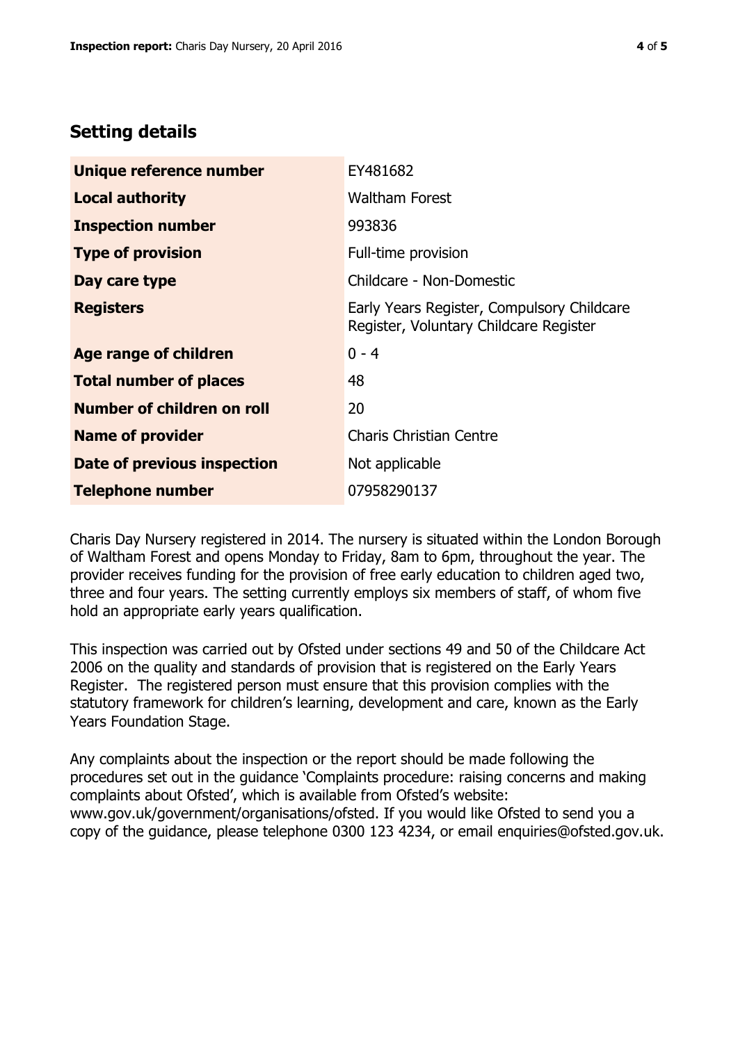## Setting details

| | |
|---|---|
| **Unique reference number** | EY481682 |
| **Local authority** | Waltham Forest |
| **Inspection number** | 993836 |
| **Type of provision** | Full-time provision |
| **Day care type** | Childcare - Non-Domestic |
| **Registers** | Early Years Register, Compulsory Childcare Register, Voluntary Childcare Register |
| **Age range of children** | 0 - 4 |
| **Total number of places** | 48 |
| **Number of children on roll** | 20 |
| **Name of provider** | Charis Christian Centre |
| **Date of previous inspection** | Not applicable |
| **Telephone number** | 07958290137 |

Charis Day Nursery registered in 2014. The nursery is situated within the London Borough of Waltham Forest and opens Monday to Friday, 8am to 6pm, throughout the year. The provider receives funding for the provision of free early education to children aged two, three and four years. The setting currently employs six members of staff, of whom five hold an appropriate early years qualification.

This inspection was carried out by Ofsted under sections 49 and 50 of the Childcare Act 2006 on the quality and standards of provision that is registered on the Early Years Register. The registered person must ensure that this provision complies with the statutory framework for children's learning, development and care, known as the Early Years Foundation Stage.

Any complaints about the inspection or the report should be made following the procedures set out in the guidance 'Complaints procedure: raising concerns and making complaints about Ofsted', which is available from Ofsted's website: www.gov.uk/government/organisations/ofsted. If you would like Ofsted to send you a copy of the guidance, please telephone 0300 123 4234, or email enquiries@ofsted.gov.uk.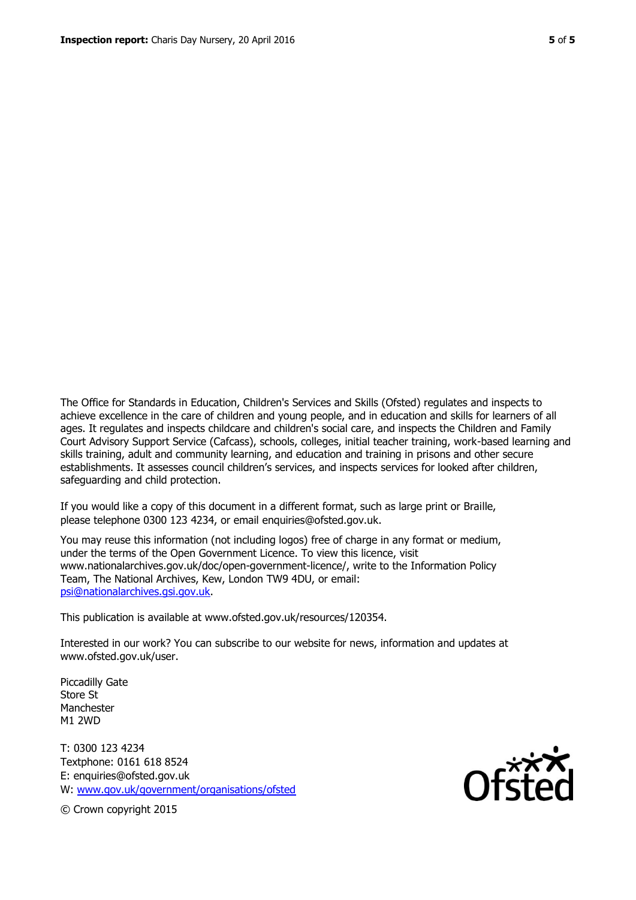The Office for Standards in Education, Children's Services and Skills (Ofsted) regulates and inspects to achieve excellence in the care of children and young people, and in education and skills for learners of all ages. It regulates and inspects childcare and children's social care, and inspects the Children and Family Court Advisory Support Service (Cafcass), schools, colleges, initial teacher training, work-based learning and skills training, adult and community learning, and education and training in prisons and other secure establishments. It assesses council children's services, and inspects services for looked after children, safeguarding and child protection.

If you would like a copy of this document in a different format, such as large print or Braille, please telephone 0300 123 4234, or email enquiries@ofsted.gov.uk.

You may reuse this information (not including logos) free of charge in any format or medium, under the terms of the Open Government Licence. To view this licence, visit www.nationalarchives.gov.uk/doc/open-government-licence/, write to the Information Policy Team, The National Archives, Kew, London TW9 4DU, or email: psi@nationalarchives.gsi.gov.uk.

This publication is available at www.ofsted.gov.uk/resources/120354.

Interested in our work? You can subscribe to our website for news, information and updates at www.ofsted.gov.uk/user.

Piccadilly Gate
Store St
Manchester
M1 2WD

T: 0300 123 4234
Textphone: 0161 618 8524
E: enquiries@ofsted.gov.uk
W: www.gov.uk/government/organisations/ofsted

© Crown copyright 2015